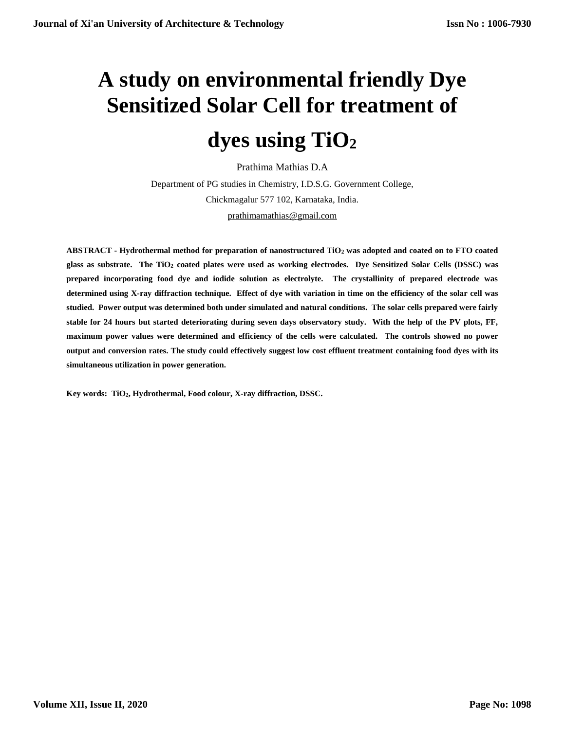# A study on environmental friendly Dye Sensitized Solar Cell for treatment of dyes using $TiO_2$

Prathima Mathias D.A

Department of PG studies in Chemistry, I.D.S.G. Government College,

Chickmagalur 577 102, Karnataka, India.

prathimamathias@gmail.com

**ABSTRACT - Hydrothermal method for preparation of nanostructured $TiO_2$ was adopted and coated on to FTO coated glass as substrate. The $TiO_2$ coated plates were used as working electrodes. Dye Sensitized Solar Cells (DSSC) was prepared incorporating food dye and iodide solution as electrolyte. The crystallinity of prepared electrode was determined using X-ray diffraction technique. Effect of dye with variation in time on the efficiency of the solar cell was studied. Power output was determined both under simulated and natural conditions. The solar cells prepared were fairly stable for 24 hours but started deteriorating during seven days observatory study. With the help of the PV plots, FF, maximum power values were determined and efficiency of the cells were calculated. The controls showed no power output and conversion rates. The study could effectively suggest low cost effluent treatment containing food dyes with its simultaneous utilization in power generation.**

**Key words: $TiO_2$, Hydrothermal, Food colour, X-ray diffraction, DSSC.**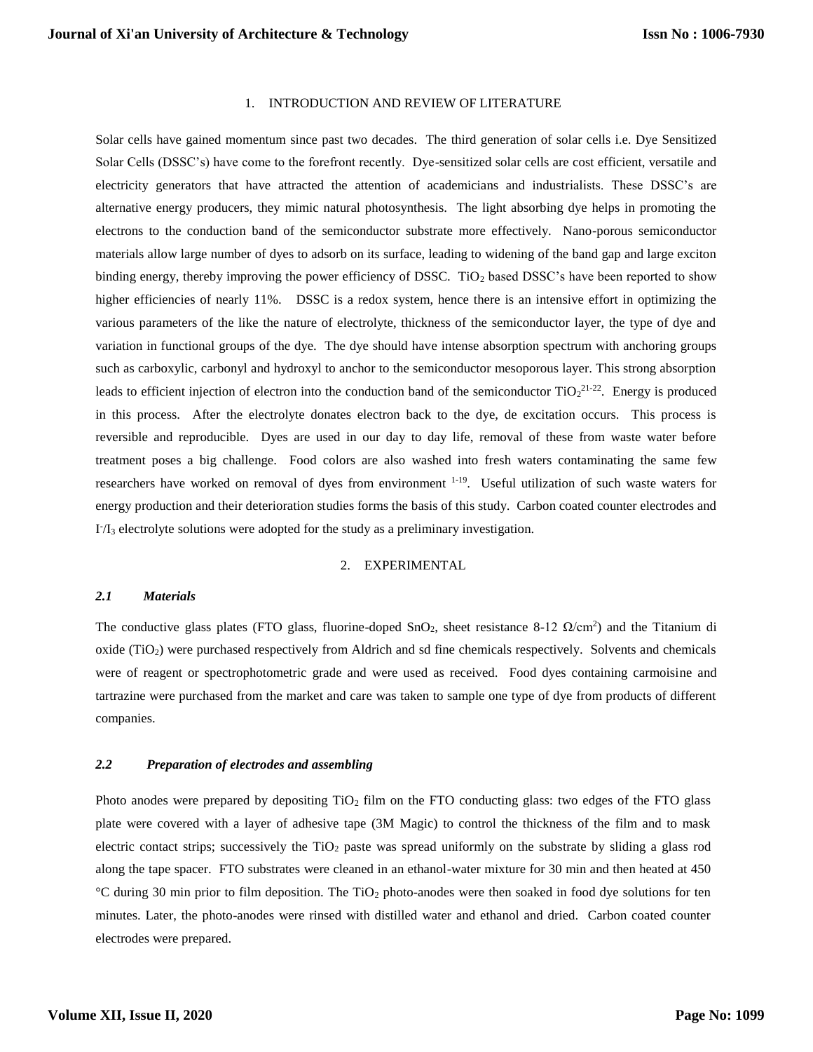## 1. INTRODUCTION AND REVIEW OF LITERATURE

Solar cells have gained momentum since past two decades. The third generation of solar cells i.e. Dye Sensitized Solar Cells (DSSC's) have come to the forefront recently. Dye-sensitized solar cells are cost efficient, versatile and electricity generators that have attracted the attention of academicians and industrialists. These DSSC's are alternative energy producers, they mimic natural photosynthesis. The light absorbing dye helps in promoting the electrons to the conduction band of the semiconductor substrate more effectively. Nano-porous semiconductor materials allow large number of dyes to adsorb on its surface, leading to widening of the band gap and large exciton binding energy, thereby improving the power efficiency of DSSC. $TiO_2$ based DSSC's have been reported to show higher efficiencies of nearly 11%. DSSC is a redox system, hence there is an intensive effort in optimizing the various parameters of the like the nature of electrolyte, thickness of the semiconductor layer, the type of dye and variation in functional groups of the dye. The dye should have intense absorption spectrum with anchoring groups such as carboxylic, carbonyl and hydroxyl to anchor to the semiconductor mesoporous layer. This strong absorption leads to efficient injection of electron into the conduction band of the semiconductor $TiO_2$[21-22]. Energy is produced in this process. After the electrolyte donates electron back to the dye, de excitation occurs. This process is reversible and reproducible. Dyes are used in our day to day life, removal of these from waste water before treatment poses a big challenge. Food colors are also washed into fresh waters contaminating the same few researchers have worked on removal of dyes from environment [1-19]. Useful utilization of such waste waters for energy production and their deterioration studies forms the basis of this study. Carbon coated counter electrodes and $I^-/I_3$ electrolyte solutions were adopted for the study as a preliminary investigation.

## 2. EXPERIMENTAL

### *2.1 Materials*

The conductive glass plates (FTO glass, fluorine-doped $SnO_2$, sheet resistance 8-12 $\Omega/cm^2$) and the Titanium di oxide ($TiO_2$) were purchased respectively from Aldrich and sd fine chemicals respectively. Solvents and chemicals were of reagent or spectrophotometric grade and were used as received. Food dyes containing carmoisine and tartrazine were purchased from the market and care was taken to sample one type of dye from products of different companies.

### *2.2 Preparation of electrodes and assembling*

Photo anodes were prepared by depositing $TiO_2$ film on the FTO conducting glass: two edges of the FTO glass plate were covered with a layer of adhesive tape (3M Magic) to control the thickness of the film and to mask electric contact strips; successively the $TiO_2$ paste was spread uniformly on the substrate by sliding a glass rod along the tape spacer. FTO substrates were cleaned in an ethanol-water mixture for 30 min and then heated at 450 °C during 30 min prior to film deposition. The $TiO_2$ photo-anodes were then soaked in food dye solutions for ten minutes. Later, the photo-anodes were rinsed with distilled water and ethanol and dried. Carbon coated counter electrodes were prepared.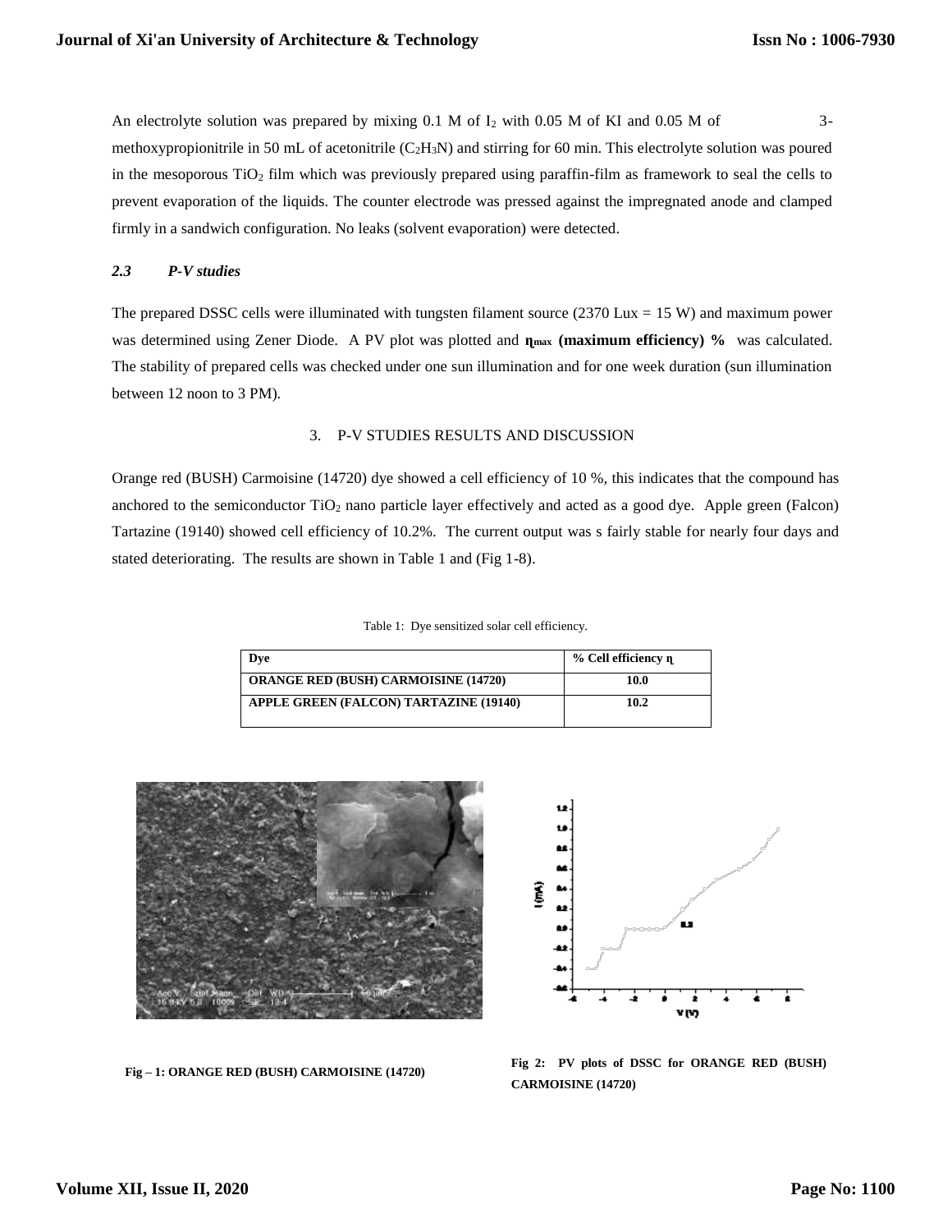An electrolyte solution was prepared by mixing 0.1 M of $I_2$ with 0.05 M of KI and 0.05 M of 3-methoxypropionitrile in 50 mL of acetonitrile ($C_2H_3N$) and stirring for 60 min. This electrolyte solution was poured in the mesoporous $TiO_2$ film which was previously prepared using paraffin-film as framework to seal the cells to prevent evaporation of the liquids. The counter electrode was pressed against the impregnated anode and clamped firmly in a sandwich configuration. No leaks (solvent evaporation) were detected.

### *2.3 P-V studies*

The prepared DSSC cells were illuminated with tungsten filament source (2370 Lux = 15 W) and maximum power was determined using Zener Diode. A PV plot was plotted and **$\eta_{max}$ (maximum efficiency) %** was calculated. The stability of prepared cells was checked under one sun illumination and for one week duration (sun illumination between 12 noon to 3 PM).

## 3. P-V STUDIES RESULTS AND DISCUSSION

Orange red (BUSH) Carmoisine (14720) dye showed a cell efficiency of 10 %, this indicates that the compound has anchored to the semiconductor $TiO_2$ nano particle layer effectively and acted as a good dye. Apple green (Falcon) Tartazine (19140) showed cell efficiency of 10.2%. The current output was s fairly stable for nearly four days and stated deteriorating. The results are shown in Table 1 and (Fig 1-8).

Table 1: Dye sensitized solar cell efficiency.

| Dye | % Cell efficiency η |
|---|---|
| **ORANGE RED (BUSH) CARMOISINE (14720)** | **10.0** |
| **APPLE GREEN (FALCON) TARTAZINE (19140)** | **10.2** |

**Fig – 1: ORANGE RED (BUSH) CARMOISINE (14720)**

**Fig 2: PV plots of DSSC for ORANGE RED (BUSH) CARMOISINE (14720)**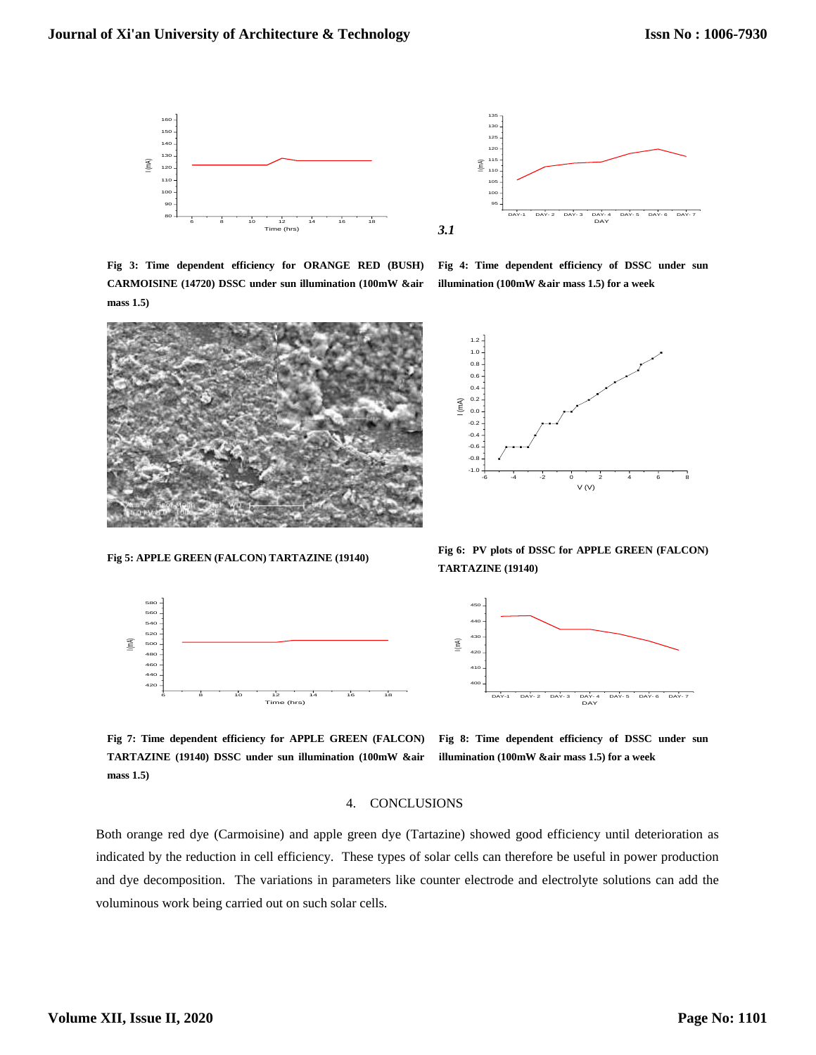*3.1*

Fig 3: Time dependent efficiency for ORANGE RED (BUSH) CARMOISINE (14720) DSSC under sun illumination (100mW &air mass 1.5)

Fig 4: Time dependent efficiency of DSSC under sun illumination (100mW &air mass 1.5) for a week

Fig 5: APPLE GREEN (FALCON) TARTAZINE (19140)

Fig 6: PV plots of DSSC for APPLE GREEN (FALCON) TARTAZINE (19140)

Fig 7: Time dependent efficiency for APPLE GREEN (FALCON) TARTAZINE (19140) DSSC under sun illumination (100mW &air mass 1.5)

Fig 8: Time dependent efficiency of DSSC under sun illumination (100mW &air mass 1.5) for a week

## 4. CONCLUSIONS

Both orange red dye (Carmoisine) and apple green dye (Tartazine) showed good efficiency until deterioration as indicated by the reduction in cell efficiency. These types of solar cells can therefore be useful in power production and dye decomposition. The variations in parameters like counter electrode and electrolyte solutions can add the voluminous work being carried out on such solar cells.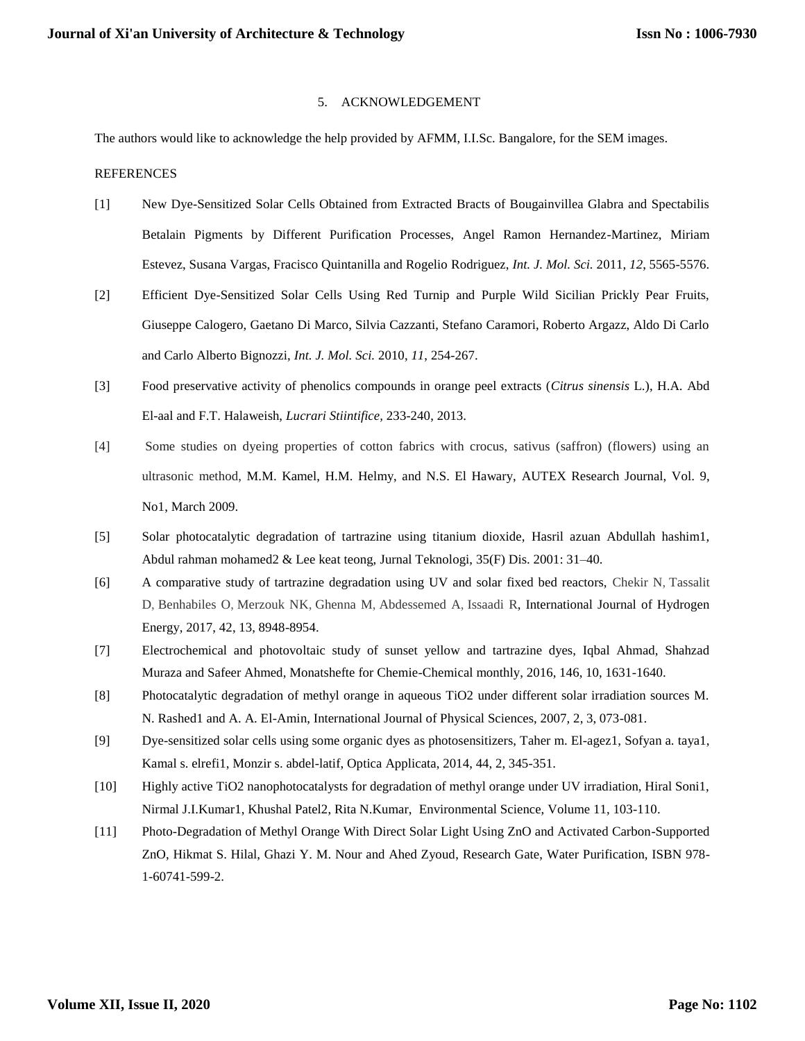## 5. ACKNOWLEDGEMENT

The authors would like to acknowledge the help provided by AFMM, I.I.Sc. Bangalore, for the SEM images.

REFERENCES

[1] New Dye-Sensitized Solar Cells Obtained from Extracted Bracts of Bougainvillea Glabra and Spectabilis Betalain Pigments by Different Purification Processes, Angel Ramon Hernandez-Martinez, Miriam Estevez, Susana Vargas, Fracisco Quintanilla and Rogelio Rodriguez, *Int. J. Mol. Sci.* 2011, *12*, 5565-5576.

[2] Efficient Dye-Sensitized Solar Cells Using Red Turnip and Purple Wild Sicilian Prickly Pear Fruits, Giuseppe Calogero, Gaetano Di Marco, Silvia Cazzanti, Stefano Caramori, Roberto Argazz, Aldo Di Carlo and Carlo Alberto Bignozzi, *Int. J. Mol. Sci.* 2010, *11*, 254-267.

[3] Food preservative activity of phenolics compounds in orange peel extracts (*Citrus sinensis* L.), H.A. Abd El-aal and F.T. Halaweish, *Lucrari Stiintifice*, 233-240, 2013.

[4] Some studies on dyeing properties of cotton fabrics with crocus, sativus (saffron) (flowers) using an ultrasonic method, M.M. Kamel, H.M. Helmy, and N.S. El Hawary, AUTEX Research Journal, Vol. 9, No1, March 2009.

[5] Solar photocatalytic degradation of tartrazine using titanium dioxide, Hasril azuan Abdullah hashim1, Abdul rahman mohamed2 & Lee keat teong, Jurnal Teknologi, 35(F) Dis. 2001: 31–40.

[6] A comparative study of tartrazine degradation using UV and solar fixed bed reactors, Chekir N, Tassalit D, Benhabiles O, Merzouk NK, Ghenna M, Abdessemed A, Issaadi R, International Journal of Hydrogen Energy, 2017, 42, 13, 8948-8954.

[7] Electrochemical and photovoltaic study of sunset yellow and tartrazine dyes, Iqbal Ahmad, Shahzad Muraza and Safeer Ahmed, Monatshefte for Chemie-Chemical monthly, 2016, 146, 10, 1631-1640.

[8] Photocatalytic degradation of methyl orange in aqueous TiO2 under different solar irradiation sources M. N. Rashed1 and A. A. El-Amin, International Journal of Physical Sciences, 2007, 2, 3, 073-081.

[9] Dye-sensitized solar cells using some organic dyes as photosensitizers, Taher m. El-agez1, Sofyan a. taya1, Kamal s. elrefi1, Monzir s. abdel-latif, Optica Applicata, 2014, 44, 2, 345-351.

[10] Highly active TiO2 nanophotocatalysts for degradation of methyl orange under UV irradiation, Hiral Soni1, Nirmal J.I.Kumar1, Khushal Patel2, Rita N.Kumar, Environmental Science, Volume 11, 103-110.

[11] Photo-Degradation of Methyl Orange With Direct Solar Light Using ZnO and Activated Carbon-Supported ZnO, Hikmat S. Hilal, Ghazi Y. M. Nour and Ahed Zyoud, Research Gate, Water Purification, ISBN 978-1-60741-599-2.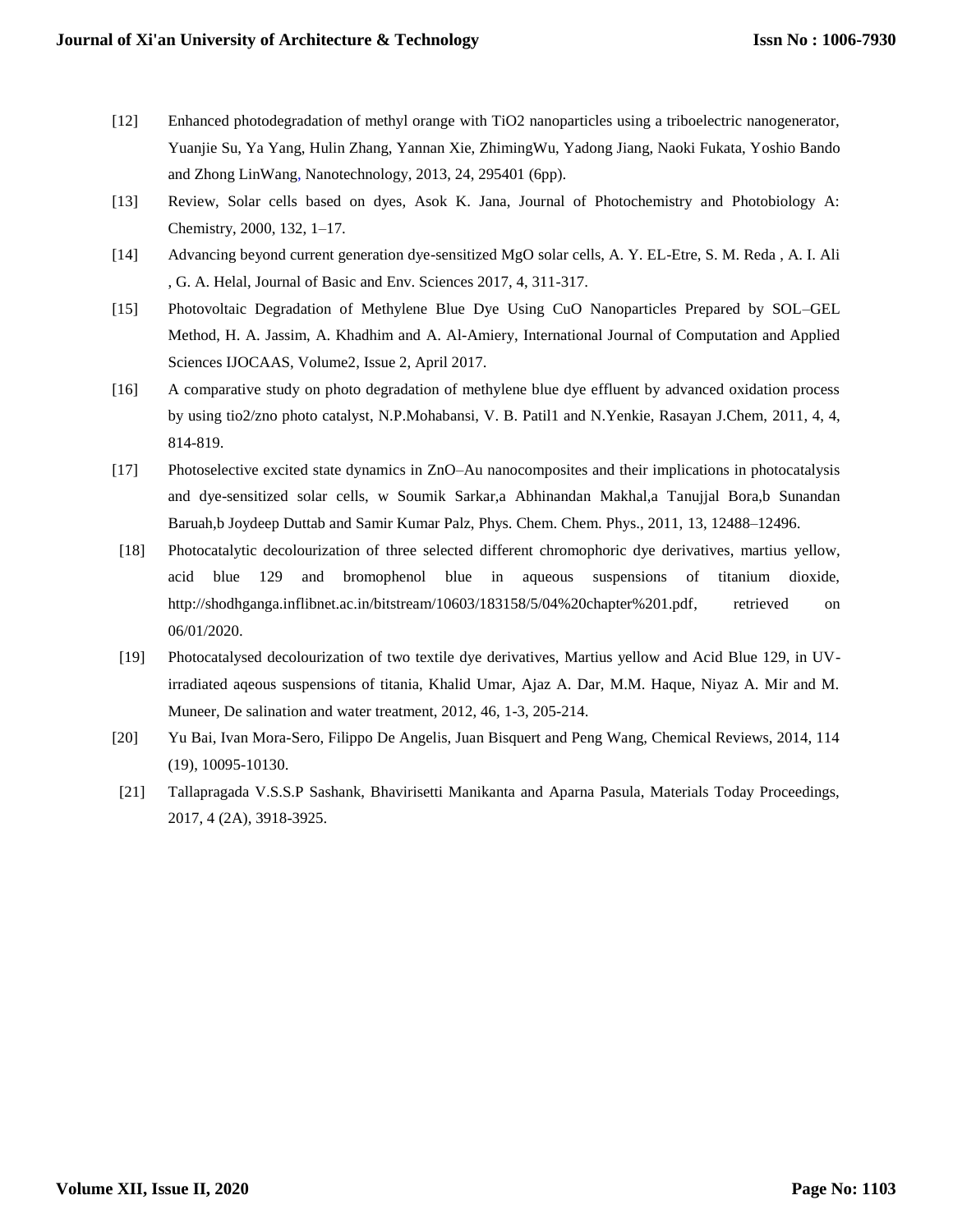[12] Enhanced photodegradation of methyl orange with TiO2 nanoparticles using a triboelectric nanogenerator, Yuanjie Su, Ya Yang, Hulin Zhang, Yannan Xie, ZhimingWu, Yadong Jiang, Naoki Fukata, Yoshio Bando and Zhong LinWang, Nanotechnology, 2013, 24, 295401 (6pp).

[13] Review, Solar cells based on dyes, Asok K. Jana, Journal of Photochemistry and Photobiology A: Chemistry, 2000, 132, 1–17.

[14] Advancing beyond current generation dye-sensitized MgO solar cells, A. Y. EL-Etre, S. M. Reda , A. I. Ali , G. A. Helal, Journal of Basic and Env. Sciences 2017, 4, 311-317.

[15] Photovoltaic Degradation of Methylene Blue Dye Using CuO Nanoparticles Prepared by SOL–GEL Method, H. A. Jassim, A. Khadhim and A. Al-Amiery, International Journal of Computation and Applied Sciences IJOCAAS, Volume2, Issue 2, April 2017.

[16] A comparative study on photo degradation of methylene blue dye effluent by advanced oxidation process by using tio2/zno photo catalyst, N.P.Mohabansi, V. B. Patil1 and N.Yenkie, Rasayan J.Chem, 2011, 4, 4, 814-819.

[17] Photoselective excited state dynamics in ZnO–Au nanocomposites and their implications in photocatalysis and dye-sensitized solar cells, w Soumik Sarkar,a Abhinandan Makhal,a Tanujjal Bora,b Sunandan Baruah,b Joydeep Duttab and Samir Kumar Palz, Phys. Chem. Chem. Phys., 2011, 13, 12488–12496.

[18] Photocatalytic decolourization of three selected different chromophoric dye derivatives, martius yellow, acid blue 129 and bromophenol blue in aqueous suspensions of titanium dioxide, http://shodhganga.inflibnet.ac.in/bitstream/10603/183158/5/04%20chapter%201.pdf, retrieved on 06/01/2020.

[19] Photocatalysed decolourization of two textile dye derivatives, Martius yellow and Acid Blue 129, in UV-irradiated aqeous suspensions of titania, Khalid Umar, Ajaz A. Dar, M.M. Haque, Niyaz A. Mir and M. Muneer, De salination and water treatment, 2012, 46, 1-3, 205-214.

[20] Yu Bai, Ivan Mora-Sero, Filippo De Angelis, Juan Bisquert and Peng Wang, Chemical Reviews, 2014, 114 (19), 10095-10130.

[21] Tallapragada V.S.S.P Sashank, Bhavirisetti Manikanta and Aparna Pasula, Materials Today Proceedings, 2017, 4 (2A), 3918-3925.